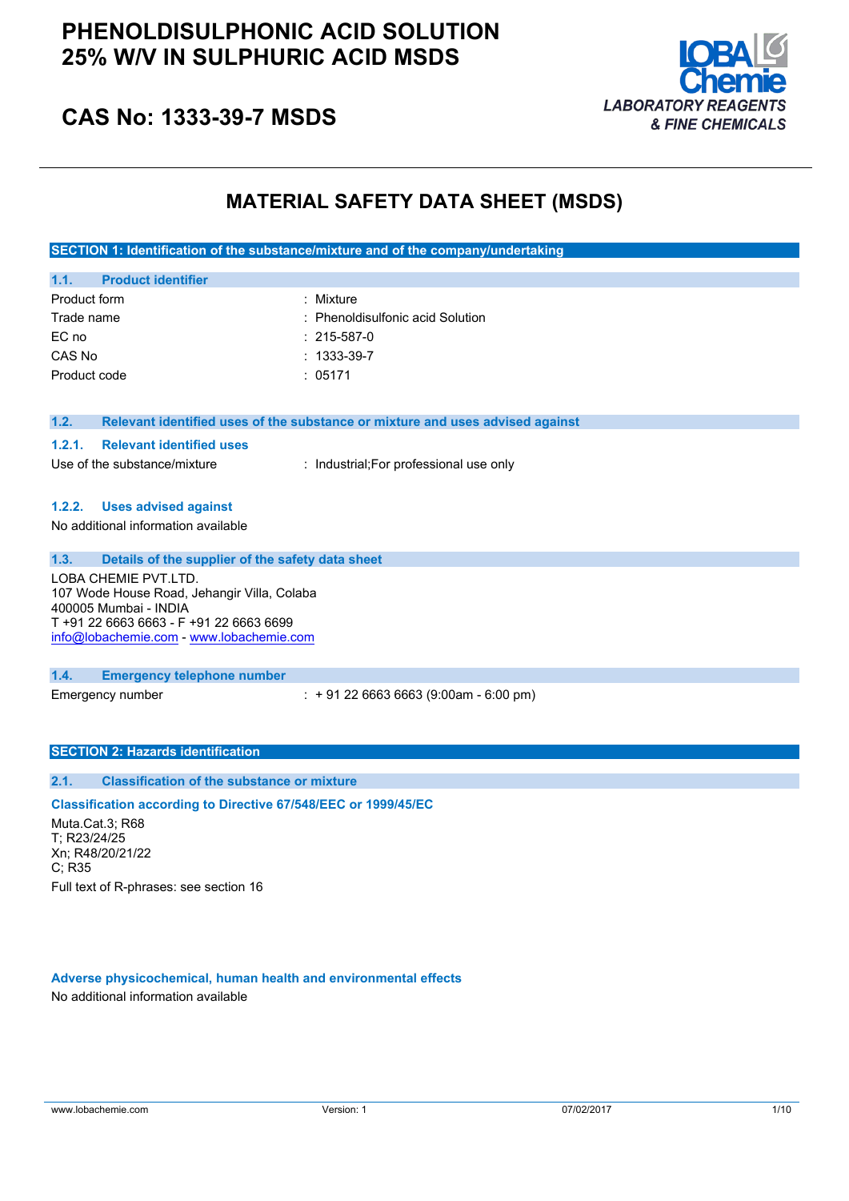# PHENOLDISULPHONIC ACID SOLUTION 25% W/V IN SULPHURIC ACID MSDS

## CAS No: 1333-39-7 MSDS

LOBA Chemie
*LABORATORY REAGENTS & FINE CHEMICALS*

# MATERIAL SAFETY DATA SHEET (MSDS)

## SECTION 1: Identification of the substance/mixture and of the company/undertaking

### 1.1. Product identifier

| | |
|---|---|
| Product form | : Mixture |
| Trade name | : Phenoldisulfonic acid Solution |
| EC no | : 215-587-0 |
| CAS No | : 1333-39-7 |
| Product code | : 05171 |

### 1.2. Relevant identified uses of the substance or mixture and uses advised against

#### 1.2.1. Relevant identified uses

Use of the substance/mixture : Industrial;For professional use only

#### 1.2.2. Uses advised against

No additional information available

### 1.3. Details of the supplier of the safety data sheet

LOBA CHEMIE PVT.LTD.
107 Wode House Road, Jehangir Villa, Colaba
400005 Mumbai - INDIA
T +91 22 6663 6663 - F +91 22 6663 6699
info@lobachemie.com - www.lobachemie.com

### 1.4. Emergency telephone number

Emergency number : + 91 22 6663 6663 (9:00am - 6:00 pm)

## SECTION 2: Hazards identification

### 2.1. Classification of the substance or mixture

**Classification according to Directive 67/548/EEC or 1999/45/EC**

Muta.Cat.3; R68
T; R23/24/25
Xn; R48/20/21/22
C; R35

Full text of R-phrases: see section 16

**Adverse physicochemical, human health and environmental effects**

No additional information available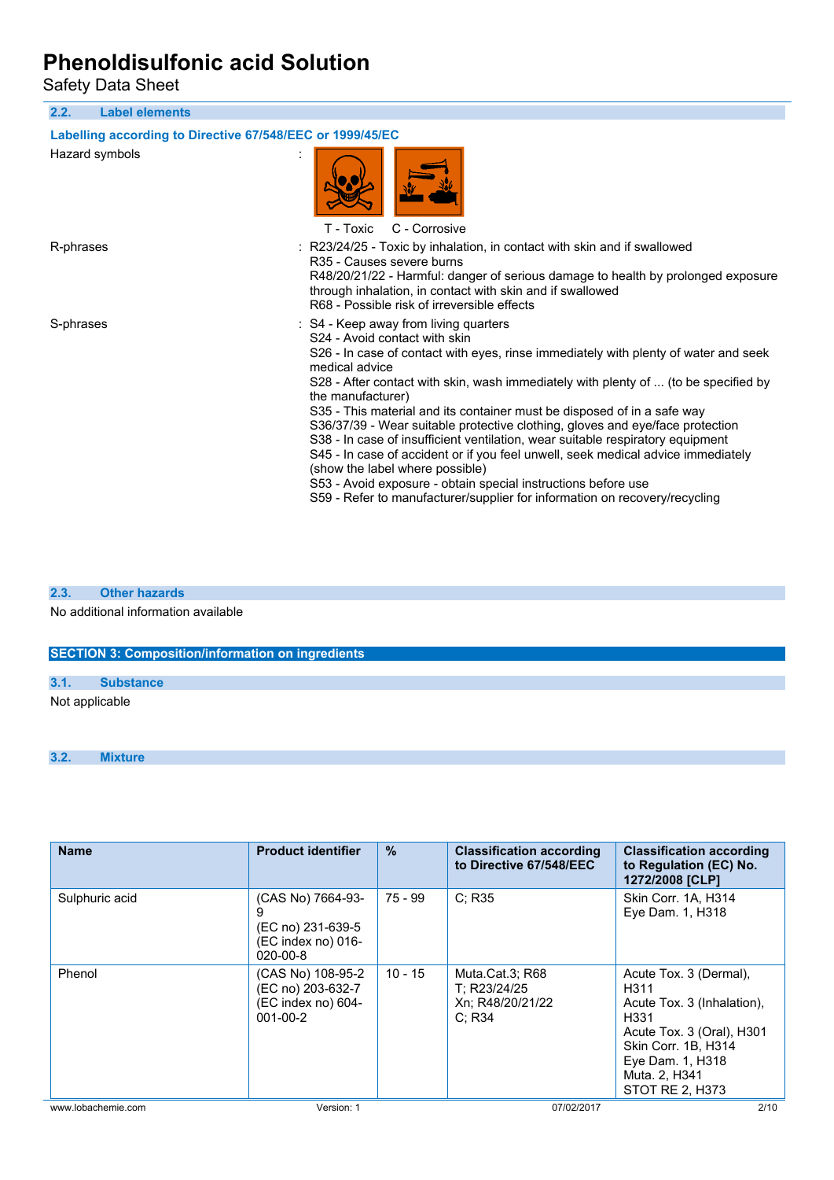### 2.2. Label elements

**Labelling according to Directive 67/548/EEC or 1999/45/EC**

Hazard symbols :

T - Toxic C - Corrosive

R-phrases : R23/24/25 - Toxic by inhalation, in contact with skin and if swallowed
R35 - Causes severe burns
R48/20/21/22 - Harmful: danger of serious damage to health by prolonged exposure through inhalation, in contact with skin and if swallowed
R68 - Possible risk of irreversible effects

S-phrases : S4 - Keep away from living quarters
S24 - Avoid contact with skin
S26 - In case of contact with eyes, rinse immediately with plenty of water and seek medical advice
S28 - After contact with skin, wash immediately with plenty of ... (to be specified by the manufacturer)
S35 - This material and its container must be disposed of in a safe way
S36/37/39 - Wear suitable protective clothing, gloves and eye/face protection
S38 - In case of insufficient ventilation, wear suitable respiratory equipment
S45 - In case of accident or if you feel unwell, seek medical advice immediately (show the label where possible)
S53 - Avoid exposure - obtain special instructions before use
S59 - Refer to manufacturer/supplier for information on recovery/recycling

### 2.3. Other hazards

No additional information available

## SECTION 3: Composition/information on ingredients

### 3.1. Substance

Not applicable

### 3.2. Mixture

| Name | Product identifier | % | Classification according to Directive 67/548/EEC | Classification according to Regulation (EC) No. 1272/2008 [CLP] |
|---|---|---|---|---|
| Sulphuric acid | (CAS No) 7664-93-9<br>(EC no) 231-639-5<br>(EC index no) 016-020-00-8 | 75 - 99 | C; R35 | Skin Corr. 1A, H314<br>Eye Dam. 1, H318 |
| Phenol | (CAS No) 108-95-2<br>(EC no) 203-632-7<br>(EC index no) 604-001-00-2 | 10 - 15 | Muta.Cat.3; R68<br>T; R23/24/25<br>Xn; R48/20/21/22<br>C; R34 | Acute Tox. 3 (Dermal), H311<br>Acute Tox. 3 (Inhalation), H331<br>Acute Tox. 3 (Oral), H301<br>Skin Corr. 1B, H314<br>Eye Dam. 1, H318<br>Muta. 2, H341<br>STOT RE 2, H373 |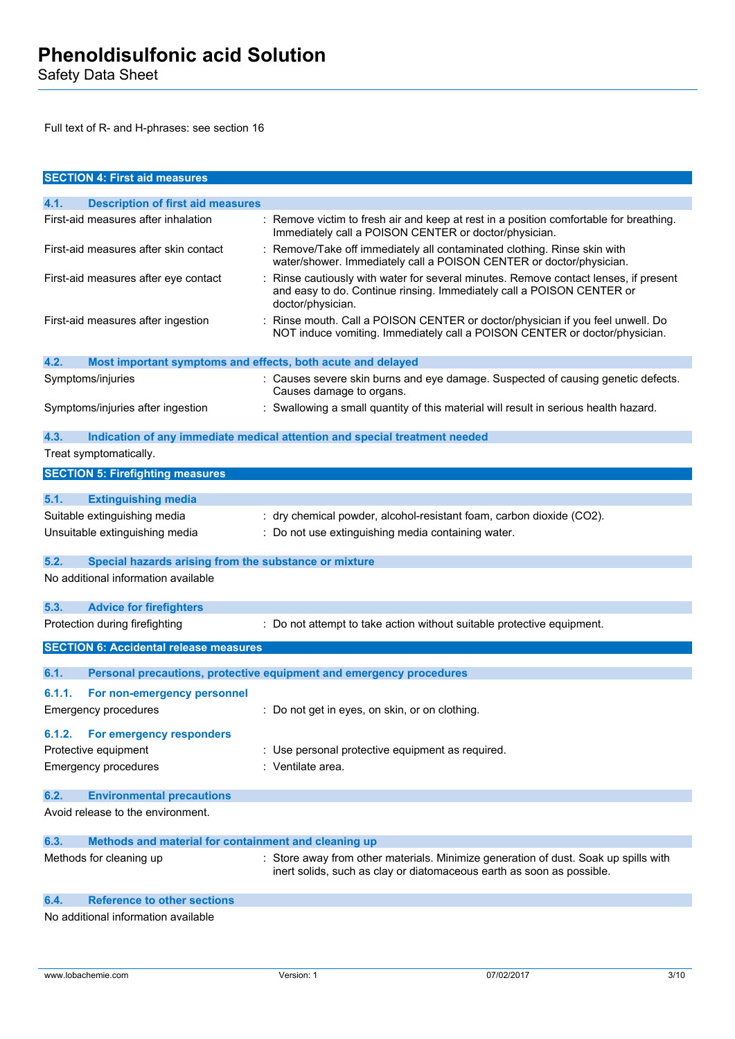Full text of R- and H-phrases: see section 16

## SECTION 4: First aid measures

### 4.1. Description of first aid measures

| | |
|---|---|
| First-aid measures after inhalation | : Remove victim to fresh air and keep at rest in a position comfortable for breathing. Immediately call a POISON CENTER or doctor/physician. |
| First-aid measures after skin contact | : Remove/Take off immediately all contaminated clothing. Rinse skin with water/shower. Immediately call a POISON CENTER or doctor/physician. |
| First-aid measures after eye contact | : Rinse cautiously with water for several minutes. Remove contact lenses, if present and easy to do. Continue rinsing. Immediately call a POISON CENTER or doctor/physician. |
| First-aid measures after ingestion | : Rinse mouth. Call a POISON CENTER or doctor/physician if you feel unwell. Do NOT induce vomiting. Immediately call a POISON CENTER or doctor/physician. |

### 4.2. Most important symptoms and effects, both acute and delayed

| | |
|---|---|
| Symptoms/injuries | : Causes severe skin burns and eye damage. Suspected of causing genetic defects. Causes damage to organs. |
| Symptoms/injuries after ingestion | : Swallowing a small quantity of this material will result in serious health hazard. |

### 4.3. Indication of any immediate medical attention and special treatment needed

Treat symptomatically.

## SECTION 5: Firefighting measures

### 5.1. Extinguishing media

| | |
|---|---|
| Suitable extinguishing media | : dry chemical powder, alcohol-resistant foam, carbon dioxide ($CO_2$). |
| Unsuitable extinguishing media | : Do not use extinguishing media containing water. |

### 5.2. Special hazards arising from the substance or mixture

No additional information available

### 5.3. Advice for firefighters

| | |
|---|---|
| Protection during firefighting | : Do not attempt to take action without suitable protective equipment. |

## SECTION 6: Accidental release measures

### 6.1. Personal precautions, protective equipment and emergency procedures

#### 6.1.1. For non-emergency personnel

| | |
|---|---|
| Emergency procedures | : Do not get in eyes, on skin, or on clothing. |

#### 6.1.2. For emergency responders

| | |
|---|---|
| Protective equipment | : Use personal protective equipment as required. |
| Emergency procedures | : Ventilate area. |

### 6.2. Environmental precautions

Avoid release to the environment.

### 6.3. Methods and material for containment and cleaning up

| | |
|---|---|
| Methods for cleaning up | : Store away from other materials. Minimize generation of dust. Soak up spills with inert solids, such as clay or diatomaceous earth as soon as possible. |

### 6.4. Reference to other sections

No additional information available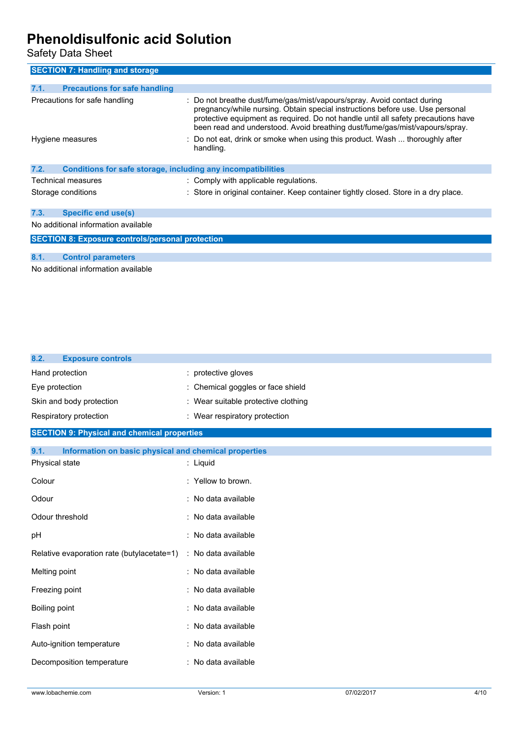## SECTION 7: Handling and storage

### 7.1. Precautions for safe handling

| | |
|---|---|
| Precautions for safe handling | : Do not breathe dust/fume/gas/mist/vapours/spray. Avoid contact during pregnancy/while nursing. Obtain special instructions before use. Use personal protective equipment as required. Do not handle until all safety precautions have been read and understood. Avoid breathing dust/fume/gas/mist/vapours/spray. |
| Hygiene measures | : Do not eat, drink or smoke when using this product. Wash ... thoroughly after handling. |

### 7.2. Conditions for safe storage, including any incompatibilities

| | |
|---|---|
| Technical measures | : Comply with applicable regulations. |
| Storage conditions | : Store in original container. Keep container tightly closed. Store in a dry place. |

### 7.3. Specific end use(s)

No additional information available

## SECTION 8: Exposure controls/personal protection

### 8.1. Control parameters

No additional information available

### 8.2. Exposure controls

| | |
|---|---|
| Hand protection | : protective gloves |
| Eye protection | : Chemical goggles or face shield |
| Skin and body protection | : Wear suitable protective clothing |
| Respiratory protection | : Wear respiratory protection |

## SECTION 9: Physical and chemical properties

### 9.1. Information on basic physical and chemical properties

| | |
|---|---|
| Physical state | : Liquid |
| Colour | : Yellow to brown. |
| Odour | : No data available |
| Odour threshold | : No data available |
| pH | : No data available |
| Relative evaporation rate (butylacetate=1) | : No data available |
| Melting point | : No data available |
| Freezing point | : No data available |
| Boiling point | : No data available |
| Flash point | : No data available |
| Auto-ignition temperature | : No data available |
| Decomposition temperature | : No data available |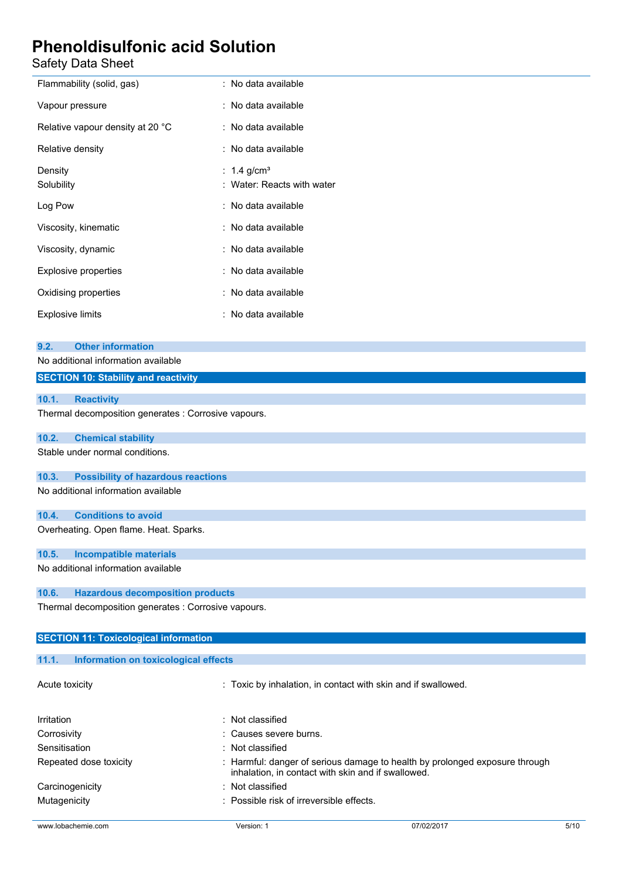| | |
|---|---|
| Flammability (solid, gas) | : No data available |
| Vapour pressure | : No data available |
| Relative vapour density at 20 °C | : No data available |
| Relative density | : No data available |
| Density | : 1.4 g/cm³ |
| Solubility | : Water: Reacts with water |
| Log Pow | : No data available |
| Viscosity, kinematic | : No data available |
| Viscosity, dynamic | : No data available |
| Explosive properties | : No data available |
| Oxidising properties | : No data available |
| Explosive limits | : No data available |

### 9.2. Other information

No additional information available

## SECTION 10: Stability and reactivity

### 10.1. Reactivity

Thermal decomposition generates : Corrosive vapours.

### 10.2. Chemical stability

Stable under normal conditions.

### 10.3. Possibility of hazardous reactions

No additional information available

### 10.4. Conditions to avoid

Overheating. Open flame. Heat. Sparks.

### 10.5. Incompatible materials

No additional information available

### 10.6. Hazardous decomposition products

Thermal decomposition generates : Corrosive vapours.

## SECTION 11: Toxicological information

### 11.1. Information on toxicological effects

| | |
|---|---|
| Acute toxicity | : Toxic by inhalation, in contact with skin and if swallowed. |
| Irritation | : Not classified |
| Corrosivity | : Causes severe burns. |
| Sensitisation | : Not classified |
| Repeated dose toxicity | : Harmful: danger of serious damage to health by prolonged exposure through inhalation, in contact with skin and if swallowed. |
| Carcinogenicity | : Not classified |
| Mutagenicity | : Possible risk of irreversible effects. |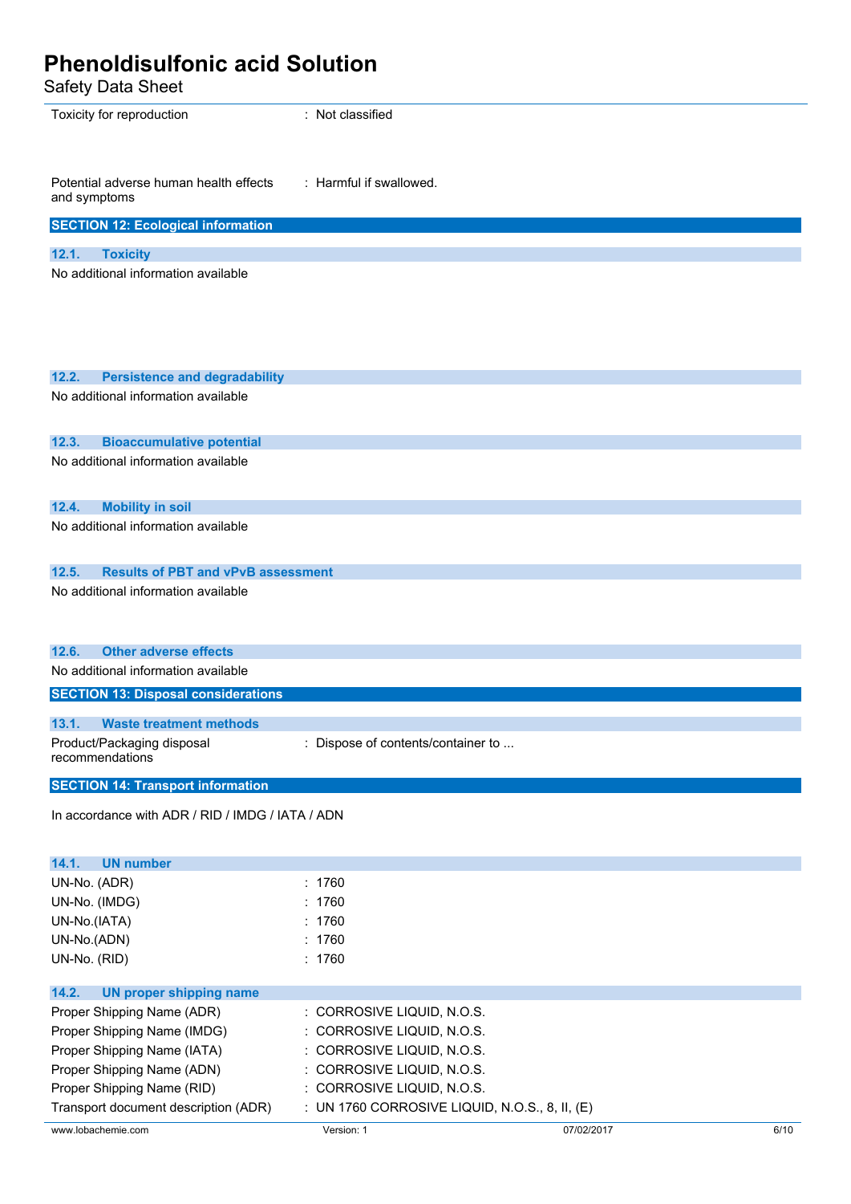| | |
|---|---|
| Toxicity for reproduction | : Not classified |
| Potential adverse human health effects and symptoms | : Harmful if swallowed. |

## SECTION 12: Ecological information

### 12.1. Toxicity

No additional information available

### 12.2. Persistence and degradability

No additional information available

### 12.3. Bioaccumulative potential

No additional information available

### 12.4. Mobility in soil

No additional information available

### 12.5. Results of PBT and vPvB assessment

No additional information available

### 12.6. Other adverse effects

No additional information available

## SECTION 13: Disposal considerations

### 13.1. Waste treatment methods

| | |
|---|---|
| Product/Packaging disposal recommendations | : Dispose of contents/container to ... |

## SECTION 14: Transport information

In accordance with ADR / RID / IMDG / IATA / ADN

### 14.1. UN number

| | |
|---|---|
| UN-No. (ADR) | : 1760 |
| UN-No. (IMDG) | : 1760 |
| UN-No.(IATA) | : 1760 |
| UN-No.(ADN) | : 1760 |
| UN-No. (RID) | : 1760 |

### 14.2. UN proper shipping name

| | |
|---|---|
| Proper Shipping Name (ADR) | : CORROSIVE LIQUID, N.O.S. |
| Proper Shipping Name (IMDG) | : CORROSIVE LIQUID, N.O.S. |
| Proper Shipping Name (IATA) | : CORROSIVE LIQUID, N.O.S. |
| Proper Shipping Name (ADN) | : CORROSIVE LIQUID, N.O.S. |
| Proper Shipping Name (RID) | : CORROSIVE LIQUID, N.O.S. |
| Transport document description (ADR) | : UN 1760 CORROSIVE LIQUID, N.O.S., 8, II, (E) |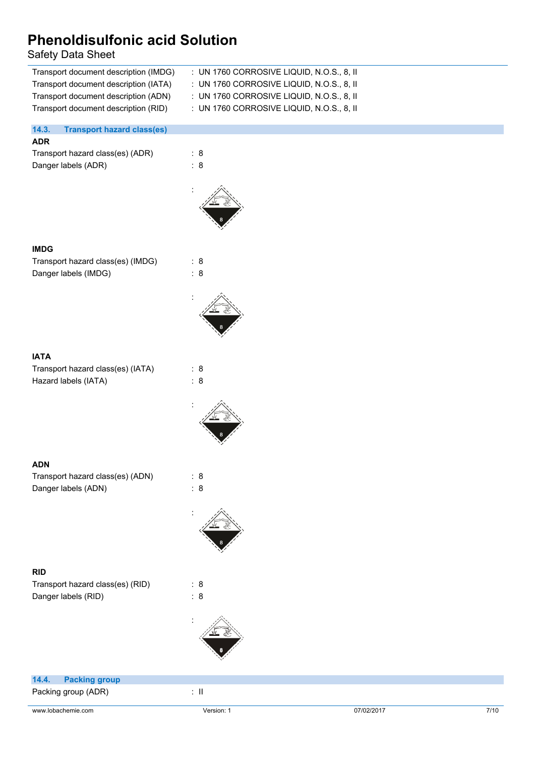Transport document description (IMDG) : UN 1760 CORROSIVE LIQUID, N.O.S., 8, II
Transport document description (IATA) : UN 1760 CORROSIVE LIQUID, N.O.S., 8, II
Transport document description (ADN) : UN 1760 CORROSIVE LIQUID, N.O.S., 8, II
Transport document description (RID) : UN 1760 CORROSIVE LIQUID, N.O.S., 8, II

## 14.3. Transport hazard class(es)

**ADR**

Transport hazard class(es) (ADR) : 8
Danger labels (ADR) : 8

:

**IMDG**

Transport hazard class(es) (IMDG) : 8
Danger labels (IMDG) : 8

:

**IATA**

Transport hazard class(es) (IATA) : 8
Hazard labels (IATA) : 8

:

**ADN**

Transport hazard class(es) (ADN) : 8
Danger labels (ADN) : 8

:

**RID**

Transport hazard class(es) (RID) : 8
Danger labels (RID) : 8

:

## 14.4. Packing group

Packing group (ADR) : II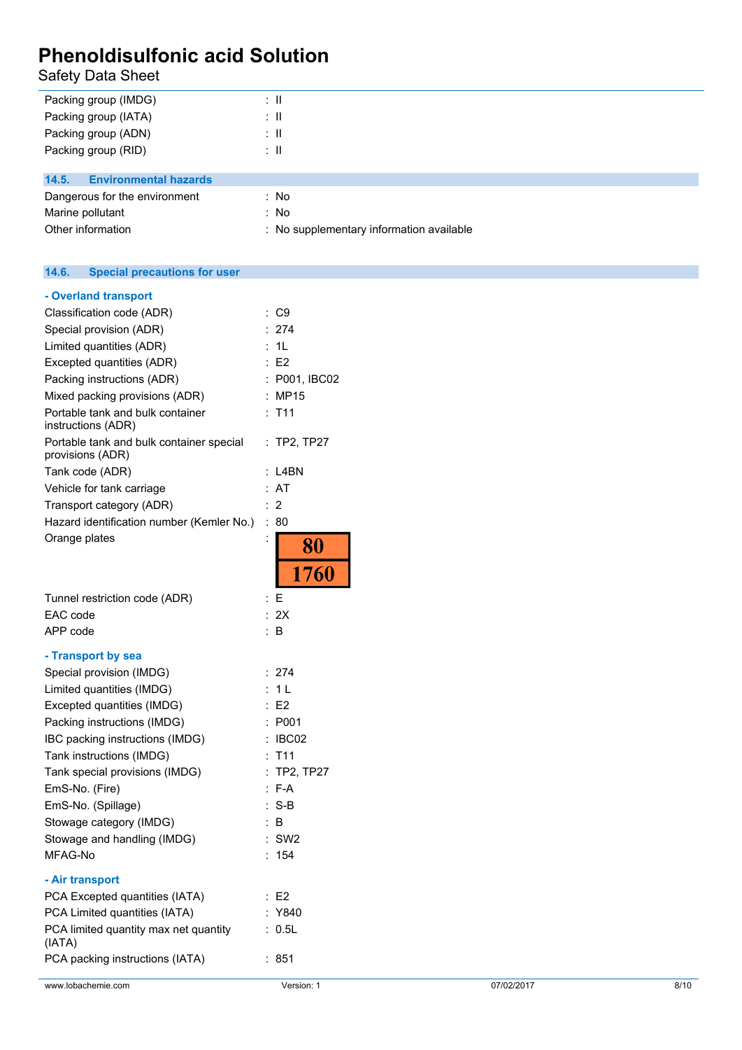| | |
|---|---|
| Packing group (IMDG) | : II |
| Packing group (IATA) | : II |
| Packing group (ADN) | : II |
| Packing group (RID) | : II |

### 14.5. Environmental hazards

| | |
|---|---|
| Dangerous for the environment | : No |
| Marine pollutant | : No |
| Other information | : No supplementary information available |

### 14.6. Special precautions for user

**- Overland transport**

| | |
|---|---|
| Classification code (ADR) | : C9 |
| Special provision (ADR) | : 274 |
| Limited quantities (ADR) | : 1L |
| Excepted quantities (ADR) | : E2 |
| Packing instructions (ADR) | : P001, IBC02 |
| Mixed packing provisions (ADR) | : MP15 |
| Portable tank and bulk container instructions (ADR) | : T11 |
| Portable tank and bulk container special provisions (ADR) | : TP2, TP27 |
| Tank code (ADR) | : L4BN |
| Vehicle for tank carriage | : AT |
| Transport category (ADR) | : 2 |
| Hazard identification number (Kemler No.) | : 80 |
| Orange plates | : 80 / 1760 |
| Tunnel restriction code (ADR) | : E |
| EAC code | : 2X |
| APP code | : B |

**- Transport by sea**

| | |
|---|---|
| Special provision (IMDG) | : 274 |
| Limited quantities (IMDG) | : 1 L |
| Excepted quantities (IMDG) | : E2 |
| Packing instructions (IMDG) | : P001 |
| IBC packing instructions (IMDG) | : IBC02 |
| Tank instructions (IMDG) | : T11 |
| Tank special provisions (IMDG) | : TP2, TP27 |
| EmS-No. (Fire) | : F-A |
| EmS-No. (Spillage) | : S-B |
| Stowage category (IMDG) | : B |
| Stowage and handling (IMDG) | : SW2 |
| MFAG-No | : 154 |

**- Air transport**

| | |
|---|---|
| PCA Excepted quantities (IATA) | : E2 |
| PCA Limited quantities (IATA) | : Y840 |
| PCA limited quantity max net quantity (IATA) | : 0.5L |
| PCA packing instructions (IATA) | : 851 |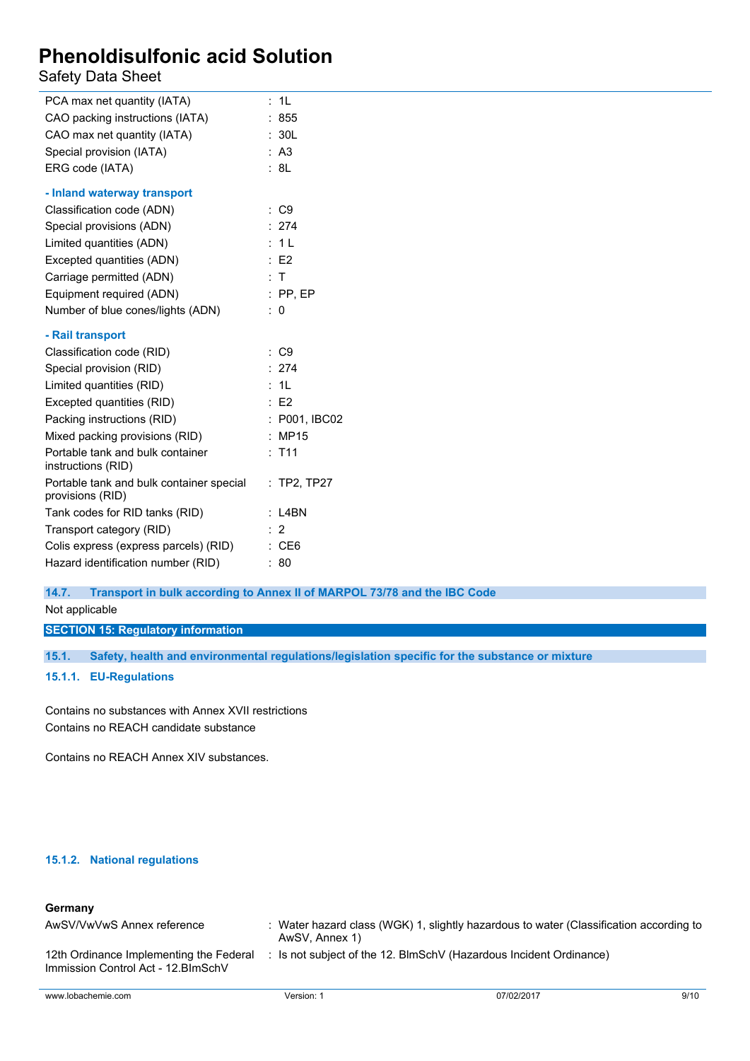| | |
|---|---|
| PCA max net quantity (IATA) | : 1L |
| CAO packing instructions (IATA) | : 855 |
| CAO max net quantity (IATA) | : 30L |
| Special provision (IATA) | : A3 |
| ERG code (IATA) | : 8L |

**- Inland waterway transport**

| | |
|---|---|
| Classification code (ADN) | : C9 |
| Special provisions (ADN) | : 274 |
| Limited quantities (ADN) | : 1 L |
| Excepted quantities (ADN) | : E2 |
| Carriage permitted (ADN) | : T |
| Equipment required (ADN) | : PP, EP |
| Number of blue cones/lights (ADN) | : 0 |

**- Rail transport**

| | |
|---|---|
| Classification code (RID) | : C9 |
| Special provision (RID) | : 274 |
| Limited quantities (RID) | : 1L |
| Excepted quantities (RID) | : E2 |
| Packing instructions (RID) | : P001, IBC02 |
| Mixed packing provisions (RID) | : MP15 |
| Portable tank and bulk container instructions (RID) | : T11 |
| Portable tank and bulk container special provisions (RID) | : TP2, TP27 |
| Tank codes for RID tanks (RID) | : L4BN |
| Transport category (RID) | : 2 |
| Colis express (express parcels) (RID) | : CE6 |
| Hazard identification number (RID) | : 80 |

### 14.7. Transport in bulk according to Annex II of MARPOL 73/78 and the IBC Code

Not applicable

## SECTION 15: Regulatory information

### 15.1. Safety, health and environmental regulations/legislation specific for the substance or mixture

#### 15.1.1. EU-Regulations

Contains no substances with Annex XVII restrictions
Contains no REACH candidate substance

Contains no REACH Annex XIV substances.

#### 15.1.2. National regulations

**Germany**

| | |
|---|---|
| AwSV/VwVwS Annex reference | : Water hazard class (WGK) 1, slightly hazardous to water (Classification according to AwSV, Annex 1) |
| 12th Ordinance Implementing the Federal Immission Control Act - 12.BImSchV | : Is not subject of the 12. BlmSchV (Hazardous Incident Ordinance) |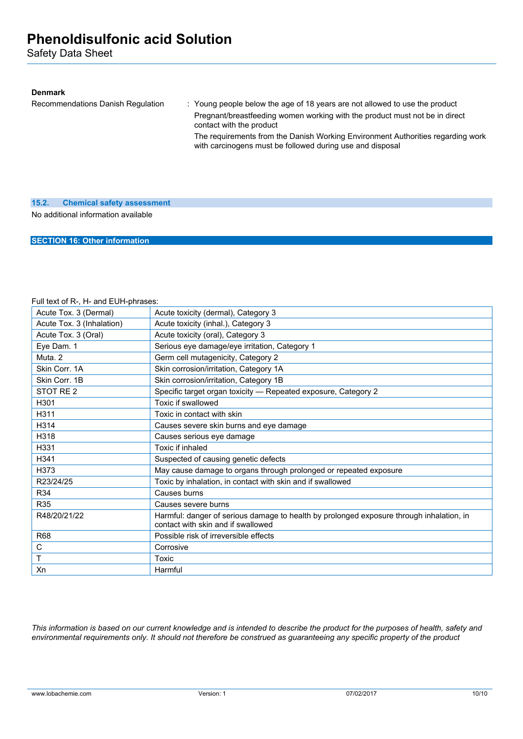**Denmark**

Recommendations Danish Regulation : Young people below the age of 18 years are not allowed to use the product

Pregnant/breastfeeding women working with the product must not be in direct contact with the product

The requirements from the Danish Working Environment Authorities regarding work with carcinogens must be followed during use and disposal

### 15.2. Chemical safety assessment

No additional information available

## SECTION 16: Other information

Full text of R-, H- and EUH-phrases:

| | |
|---|---|
| Acute Tox. 3 (Dermal) | Acute toxicity (dermal), Category 3 |
| Acute Tox. 3 (Inhalation) | Acute toxicity (inhal.), Category 3 |
| Acute Tox. 3 (Oral) | Acute toxicity (oral), Category 3 |
| Eye Dam. 1 | Serious eye damage/eye irritation, Category 1 |
| Muta. 2 | Germ cell mutagenicity, Category 2 |
| Skin Corr. 1A | Skin corrosion/irritation, Category 1A |
| Skin Corr. 1B | Skin corrosion/irritation, Category 1B |
| STOT RE 2 | Specific target organ toxicity — Repeated exposure, Category 2 |
| H301 | Toxic if swallowed |
| H311 | Toxic in contact with skin |
| H314 | Causes severe skin burns and eye damage |
| H318 | Causes serious eye damage |
| H331 | Toxic if inhaled |
| H341 | Suspected of causing genetic defects |
| H373 | May cause damage to organs through prolonged or repeated exposure |
| R23/24/25 | Toxic by inhalation, in contact with skin and if swallowed |
| R34 | Causes burns |
| R35 | Causes severe burns |
| R48/20/21/22 | Harmful: danger of serious damage to health by prolonged exposure through inhalation, in contact with skin and if swallowed |
| R68 | Possible risk of irreversible effects |
| C | Corrosive |
| T | Toxic |
| Xn | Harmful |

*This information is based on our current knowledge and is intended to describe the product for the purposes of health, safety and environmental requirements only. It should not therefore be construed as guaranteeing any specific property of the product*